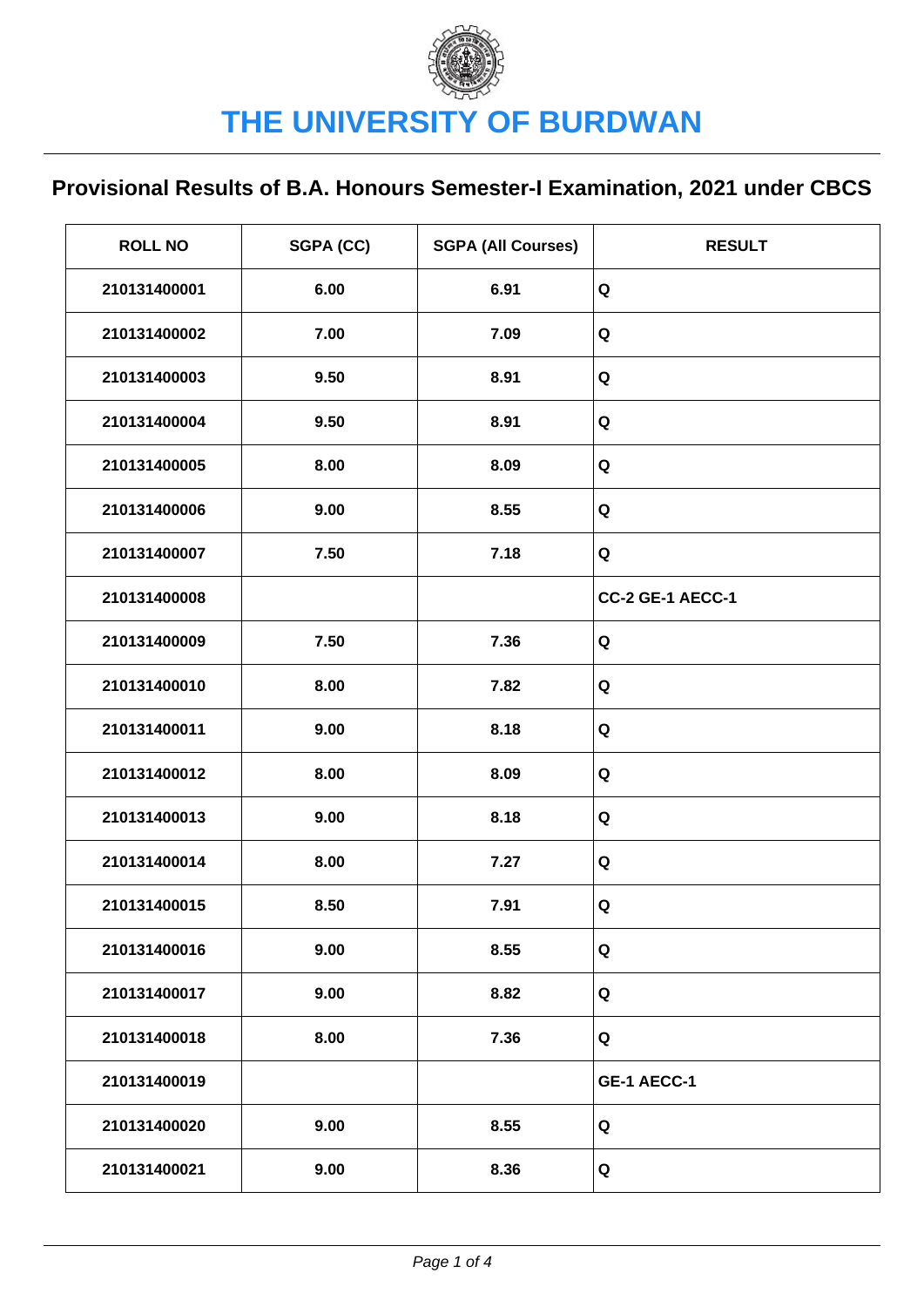# THE UNIVERSITY OF BURDWAN

## Provisional Results of B.A. Honours Semester-I Examination, 2021 under CBCS

| ROLL NO | SGPA (CC) | SGPA (All Courses) | RESULT |
|---|---|---|---|
| 210131400001 | 6.00 | 6.91 | Q |
| 210131400002 | 7.00 | 7.09 | Q |
| 210131400003 | 9.50 | 8.91 | Q |
| 210131400004 | 9.50 | 8.91 | Q |
| 210131400005 | 8.00 | 8.09 | Q |
| 210131400006 | 9.00 | 8.55 | Q |
| 210131400007 | 7.50 | 7.18 | Q |
| 210131400008 | | | CC-2 GE-1 AECC-1 |
| 210131400009 | 7.50 | 7.36 | Q |
| 210131400010 | 8.00 | 7.82 | Q |
| 210131400011 | 9.00 | 8.18 | Q |
| 210131400012 | 8.00 | 8.09 | Q |
| 210131400013 | 9.00 | 8.18 | Q |
| 210131400014 | 8.00 | 7.27 | Q |
| 210131400015 | 8.50 | 7.91 | Q |
| 210131400016 | 9.00 | 8.55 | Q |
| 210131400017 | 9.00 | 8.82 | Q |
| 210131400018 | 8.00 | 7.36 | Q |
| 210131400019 | | | GE-1 AECC-1 |
| 210131400020 | 9.00 | 8.55 | Q |
| 210131400021 | 9.00 | 8.36 | Q |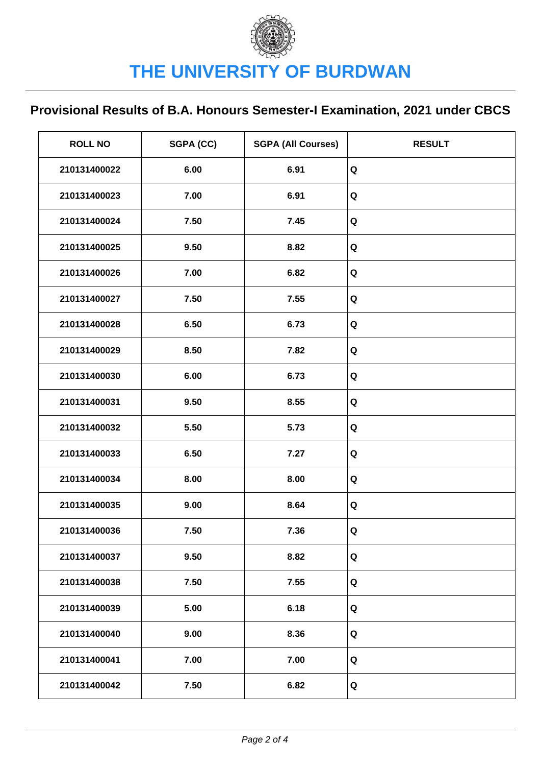# THE UNIVERSITY OF BURDWAN

## Provisional Results of B.A. Honours Semester-I Examination, 2021 under CBCS

| ROLL NO | SGPA (CC) | SGPA (All Courses) | RESULT |
|---|---|---|---|
| 210131400022 | 6.00 | 6.91 | Q |
| 210131400023 | 7.00 | 6.91 | Q |
| 210131400024 | 7.50 | 7.45 | Q |
| 210131400025 | 9.50 | 8.82 | Q |
| 210131400026 | 7.00 | 6.82 | Q |
| 210131400027 | 7.50 | 7.55 | Q |
| 210131400028 | 6.50 | 6.73 | Q |
| 210131400029 | 8.50 | 7.82 | Q |
| 210131400030 | 6.00 | 6.73 | Q |
| 210131400031 | 9.50 | 8.55 | Q |
| 210131400032 | 5.50 | 5.73 | Q |
| 210131400033 | 6.50 | 7.27 | Q |
| 210131400034 | 8.00 | 8.00 | Q |
| 210131400035 | 9.00 | 8.64 | Q |
| 210131400036 | 7.50 | 7.36 | Q |
| 210131400037 | 9.50 | 8.82 | Q |
| 210131400038 | 7.50 | 7.55 | Q |
| 210131400039 | 5.00 | 6.18 | Q |
| 210131400040 | 9.00 | 8.36 | Q |
| 210131400041 | 7.00 | 7.00 | Q |
| 210131400042 | 7.50 | 6.82 | Q |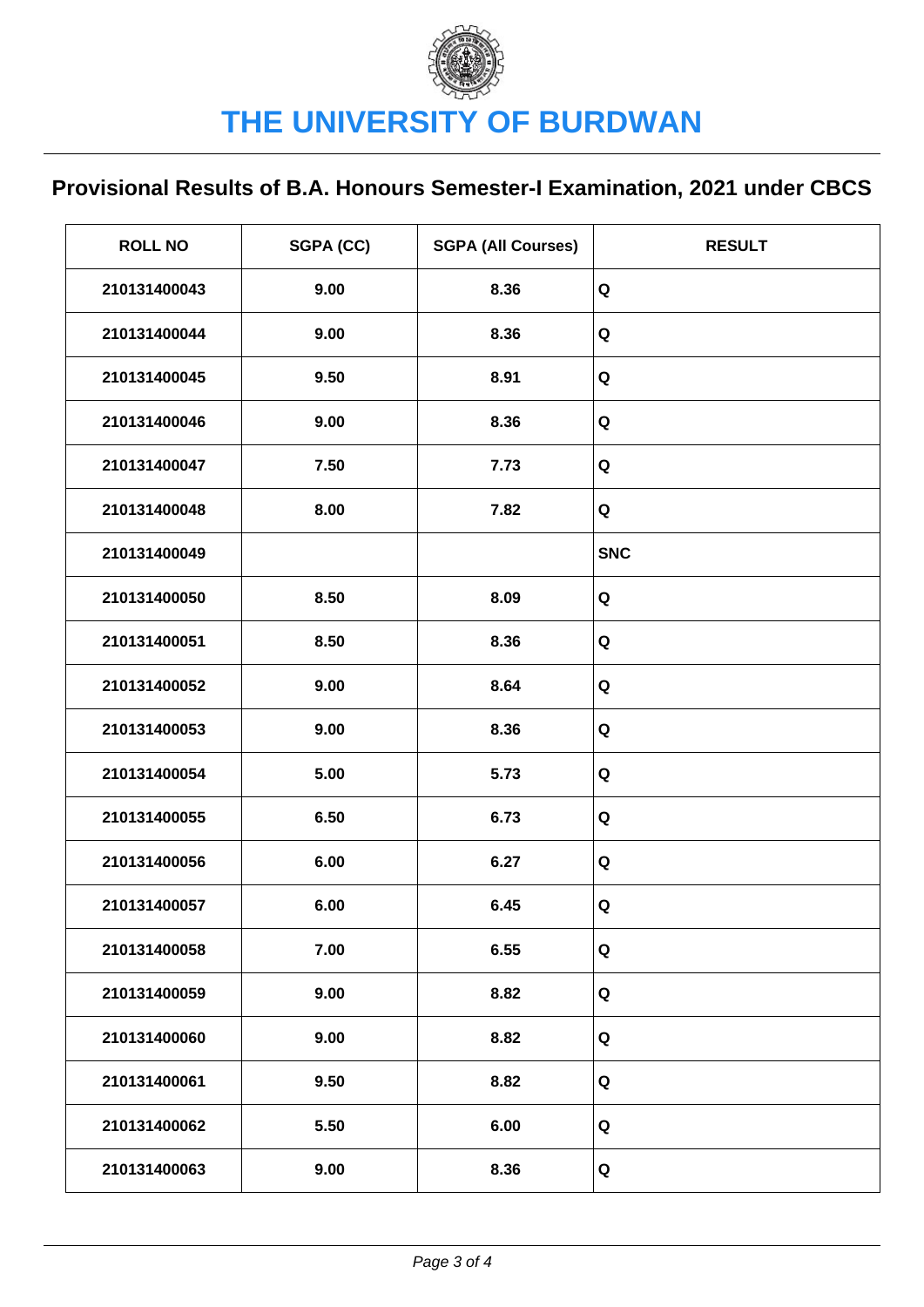# THE UNIVERSITY OF BURDWAN

## Provisional Results of B.A. Honours Semester-I Examination, 2021 under CBCS

| ROLL NO | SGPA (CC) | SGPA (All Courses) | RESULT |
|---|---|---|---|
| 210131400043 | 9.00 | 8.36 | Q |
| 210131400044 | 9.00 | 8.36 | Q |
| 210131400045 | 9.50 | 8.91 | Q |
| 210131400046 | 9.00 | 8.36 | Q |
| 210131400047 | 7.50 | 7.73 | Q |
| 210131400048 | 8.00 | 7.82 | Q |
| 210131400049 | | | SNC |
| 210131400050 | 8.50 | 8.09 | Q |
| 210131400051 | 8.50 | 8.36 | Q |
| 210131400052 | 9.00 | 8.64 | Q |
| 210131400053 | 9.00 | 8.36 | Q |
| 210131400054 | 5.00 | 5.73 | Q |
| 210131400055 | 6.50 | 6.73 | Q |
| 210131400056 | 6.00 | 6.27 | Q |
| 210131400057 | 6.00 | 6.45 | Q |
| 210131400058 | 7.00 | 6.55 | Q |
| 210131400059 | 9.00 | 8.82 | Q |
| 210131400060 | 9.00 | 8.82 | Q |
| 210131400061 | 9.50 | 8.82 | Q |
| 210131400062 | 5.50 | 6.00 | Q |
| 210131400063 | 9.00 | 8.36 | Q |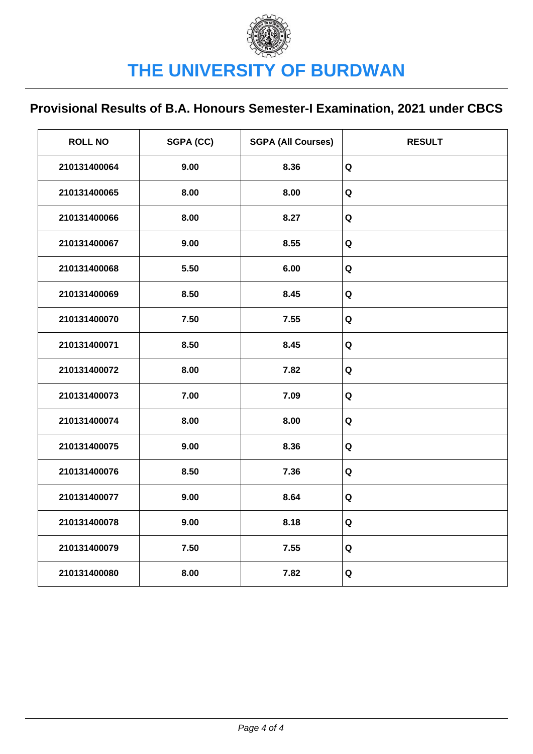# THE UNIVERSITY OF BURDWAN

## Provisional Results of B.A. Honours Semester-I Examination, 2021 under CBCS

| ROLL NO | SGPA (CC) | SGPA (All Courses) | RESULT |
|---|---|---|---|
| 210131400064 | 9.00 | 8.36 | Q |
| 210131400065 | 8.00 | 8.00 | Q |
| 210131400066 | 8.00 | 8.27 | Q |
| 210131400067 | 9.00 | 8.55 | Q |
| 210131400068 | 5.50 | 6.00 | Q |
| 210131400069 | 8.50 | 8.45 | Q |
| 210131400070 | 7.50 | 7.55 | Q |
| 210131400071 | 8.50 | 8.45 | Q |
| 210131400072 | 8.00 | 7.82 | Q |
| 210131400073 | 7.00 | 7.09 | Q |
| 210131400074 | 8.00 | 8.00 | Q |
| 210131400075 | 9.00 | 8.36 | Q |
| 210131400076 | 8.50 | 7.36 | Q |
| 210131400077 | 9.00 | 8.64 | Q |
| 210131400078 | 9.00 | 8.18 | Q |
| 210131400079 | 7.50 | 7.55 | Q |
| 210131400080 | 8.00 | 7.82 | Q |